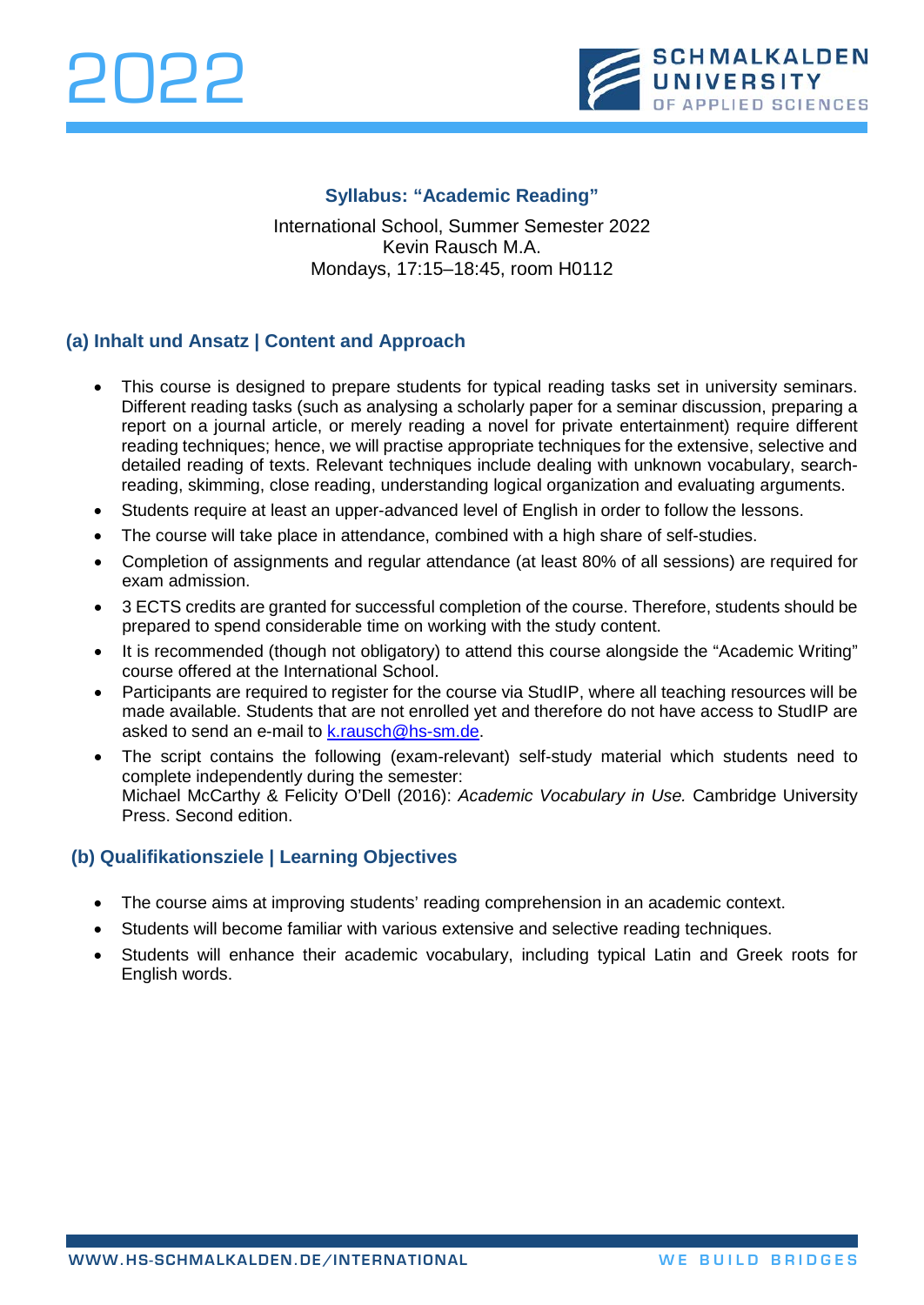2022

SCHMALKALDEN UNIVERSITY OF APPLIED SCIENCES

## Syllabus: "Academic Reading"

International School, Summer Semester 2022
Kevin Rausch M.A.
Mondays, 17:15–18:45, room H0112

### (a) Inhalt und Ansatz | Content and Approach

- This course is designed to prepare students for typical reading tasks set in university seminars. Different reading tasks (such as analysing a scholarly paper for a seminar discussion, preparing a report on a journal article, or merely reading a novel for private entertainment) require different reading techniques; hence, we will practise appropriate techniques for the extensive, selective and detailed reading of texts. Relevant techniques include dealing with unknown vocabulary, search-reading, skimming, close reading, understanding logical organization and evaluating arguments.
- Students require at least an upper-advanced level of English in order to follow the lessons.
- The course will take place in attendance, combined with a high share of self-studies.
- Completion of assignments and regular attendance (at least 80% of all sessions) are required for exam admission.
- 3 ECTS credits are granted for successful completion of the course. Therefore, students should be prepared to spend considerable time on working with the study content.
- It is recommended (though not obligatory) to attend this course alongside the "Academic Writing" course offered at the International School.
- Participants are required to register for the course via StudIP, where all teaching resources will be made available. Students that are not enrolled yet and therefore do not have access to StudIP are asked to send an e-mail to k.rausch@hs-sm.de.
- The script contains the following (exam-relevant) self-study material which students need to complete independently during the semester:
  Michael McCarthy & Felicity O'Dell (2016): *Academic Vocabulary in Use.* Cambridge University Press. Second edition.

### (b) Qualifikationsziele | Learning Objectives

- The course aims at improving students' reading comprehension in an academic context.
- Students will become familiar with various extensive and selective reading techniques.
- Students will enhance their academic vocabulary, including typical Latin and Greek roots for English words.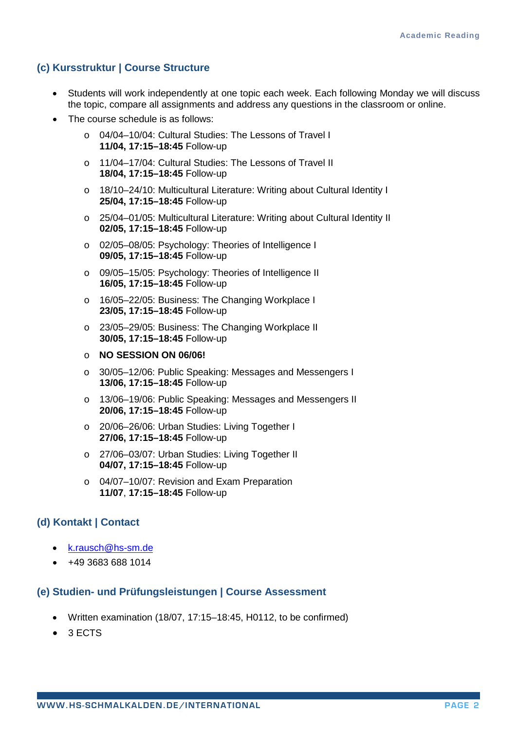## (c) Kursstruktur | Course Structure

- Students will work independently at one topic each week. Each following Monday we will discuss the topic, compare all assignments and address any questions in the classroom or online.
- The course schedule is as follows:
  - 04/04–10/04: Cultural Studies: The Lessons of Travel I
    **11/04, 17:15–18:45** Follow-up
  - 11/04–17/04: Cultural Studies: The Lessons of Travel II
    **18/04, 17:15–18:45** Follow-up
  - 18/10–24/10: Multicultural Literature: Writing about Cultural Identity I
    **25/04, 17:15–18:45** Follow-up
  - 25/04–01/05: Multicultural Literature: Writing about Cultural Identity II
    **02/05, 17:15–18:45** Follow-up
  - 02/05–08/05: Psychology: Theories of Intelligence I
    **09/05, 17:15–18:45** Follow-up
  - 09/05–15/05: Psychology: Theories of Intelligence II
    **16/05, 17:15–18:45** Follow-up
  - 16/05–22/05: Business: The Changing Workplace I
    **23/05, 17:15–18:45** Follow-up
  - 23/05–29/05: Business: The Changing Workplace II
    **30/05, 17:15–18:45** Follow-up
  - **NO SESSION ON 06/06!**
  - 30/05–12/06: Public Speaking: Messages and Messengers I
    **13/06, 17:15–18:45** Follow-up
  - 13/06–19/06: Public Speaking: Messages and Messengers II
    **20/06, 17:15–18:45** Follow-up
  - 20/06–26/06: Urban Studies: Living Together I
    **27/06, 17:15–18:45** Follow-up
  - 27/06–03/07: Urban Studies: Living Together II
    **04/07, 17:15–18:45** Follow-up
  - 04/07–10/07: Revision and Exam Preparation
    **11/07**, **17:15–18:45** Follow-up

## (d) Kontakt | Contact

- k.rausch@hs-sm.de
- +49 3683 688 1014

## (e) Studien- und Prüfungsleistungen | Course Assessment

- Written examination (18/07, 17:15–18:45, H0112, to be confirmed)
- 3 ECTS